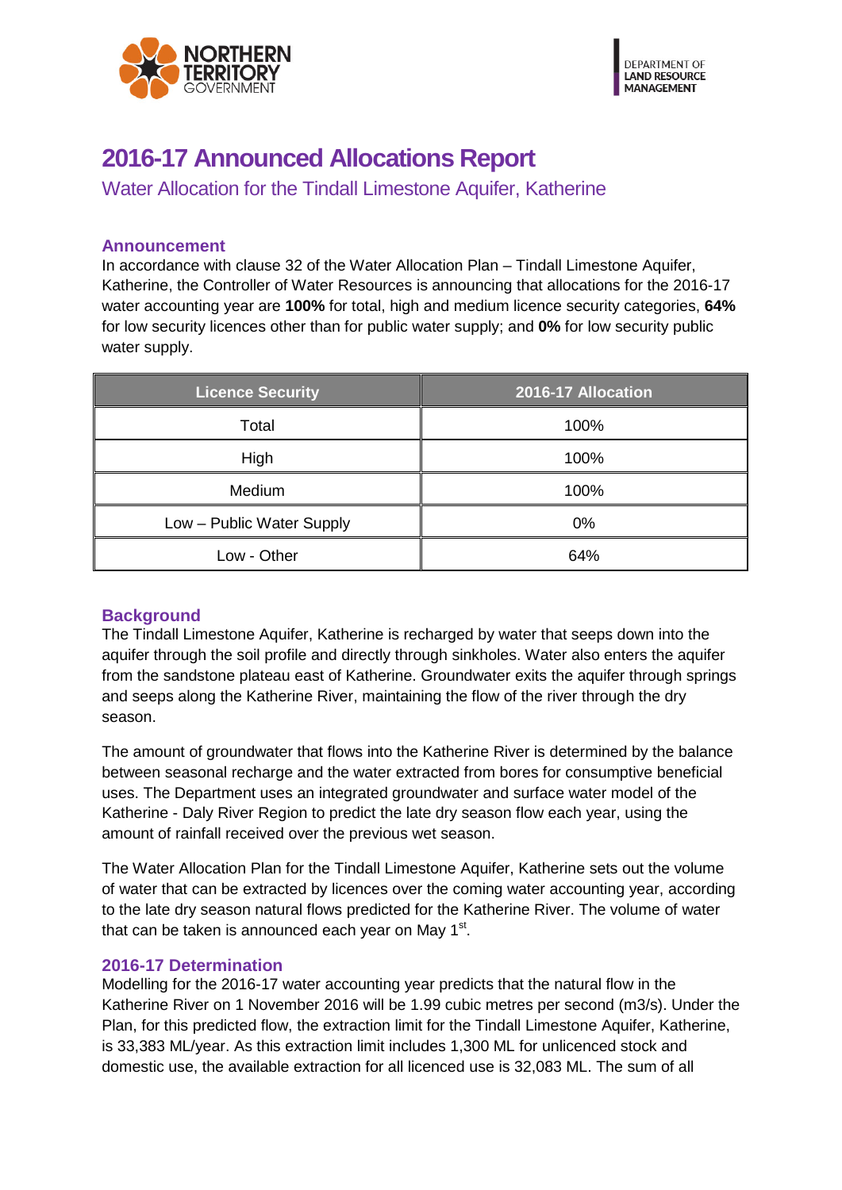NORTHERN TERRITORY GOVERNMENT

DEPARTMENT OF LAND RESOURCE MANAGEMENT

# 2016-17 Announced Allocations Report

## Water Allocation for the Tindall Limestone Aquifer, Katherine

### Announcement

In accordance with clause 32 of the Water Allocation Plan – Tindall Limestone Aquifer, Katherine, the Controller of Water Resources is announcing that allocations for the 2016-17 water accounting year are **100%** for total, high and medium licence security categories, **64%** for low security licences other than for public water supply; and **0%** for low security public water supply.

| Licence Security | 2016-17 Allocation |
|---|---|
| Total | 100% |
| High | 100% |
| Medium | 100% |
| Low – Public Water Supply | 0% |
| Low - Other | 64% |

### Background

The Tindall Limestone Aquifer, Katherine is recharged by water that seeps down into the aquifer through the soil profile and directly through sinkholes. Water also enters the aquifer from the sandstone plateau east of Katherine. Groundwater exits the aquifer through springs and seeps along the Katherine River, maintaining the flow of the river through the dry season.

The amount of groundwater that flows into the Katherine River is determined by the balance between seasonal recharge and the water extracted from bores for consumptive beneficial uses. The Department uses an integrated groundwater and surface water model of the Katherine - Daly River Region to predict the late dry season flow each year, using the amount of rainfall received over the previous wet season.

The Water Allocation Plan for the Tindall Limestone Aquifer, Katherine sets out the volume of water that can be extracted by licences over the coming water accounting year, according to the late dry season natural flows predicted for the Katherine River. The volume of water that can be taken is announced each year on May 1st.

### 2016-17 Determination

Modelling for the 2016-17 water accounting year predicts that the natural flow in the Katherine River on 1 November 2016 will be 1.99 cubic metres per second (m3/s). Under the Plan, for this predicted flow, the extraction limit for the Tindall Limestone Aquifer, Katherine, is 33,383 ML/year. As this extraction limit includes 1,300 ML for unlicenced stock and domestic use, the available extraction for all licenced use is 32,083 ML. The sum of all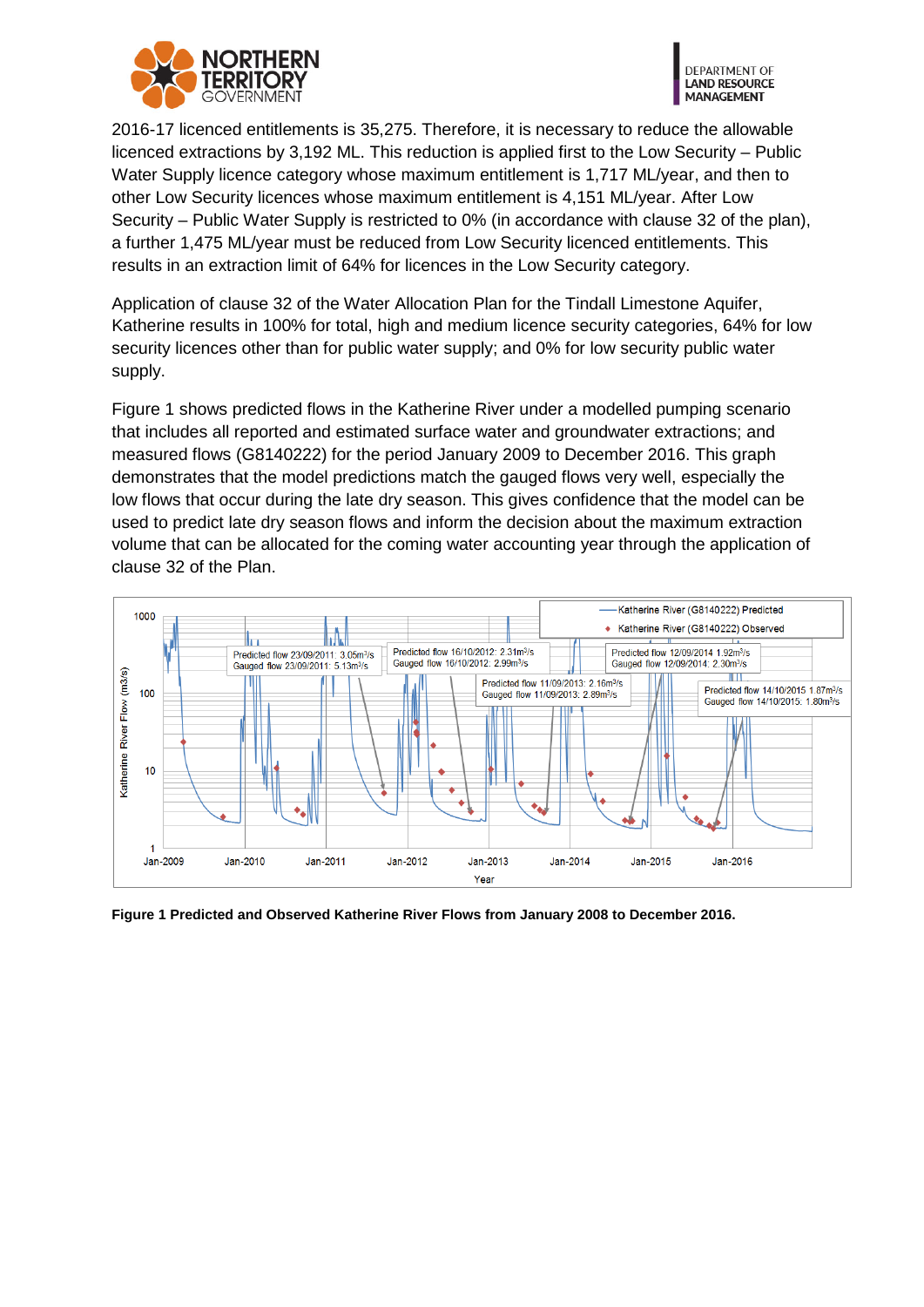2016-17 licenced entitlements is 35,275. Therefore, it is necessary to reduce the allowable licenced extractions by 3,192 ML. This reduction is applied first to the Low Security – Public Water Supply licence category whose maximum entitlement is 1,717 ML/year, and then to other Low Security licences whose maximum entitlement is 4,151 ML/year. After Low Security – Public Water Supply is restricted to 0% (in accordance with clause 32 of the plan), a further 1,475 ML/year must be reduced from Low Security licenced entitlements. This results in an extraction limit of 64% for licences in the Low Security category.

Application of clause 32 of the Water Allocation Plan for the Tindall Limestone Aquifer, Katherine results in 100% for total, high and medium licence security categories, 64% for low security licences other than for public water supply; and 0% for low security public water supply.

Figure 1 shows predicted flows in the Katherine River under a modelled pumping scenario that includes all reported and estimated surface water and groundwater extractions; and measured flows (G8140222) for the period January 2009 to December 2016. This graph demonstrates that the model predictions match the gauged flows very well, especially the low flows that occur during the late dry season. This gives confidence that the model can be used to predict late dry season flows and inform the decision about the maximum extraction volume that can be allocated for the coming water accounting year through the application of clause 32 of the Plan.

Katherine River (G8140222) Predicted
Katherine River (G8140222) Observed

Predicted flow 23/09/2011: 3.05m³/s
Gauged flow 23/09/2011: 5.13m³/s

Predicted flow 16/10/2012: 2.31m³/s
Gauged flow 16/10/2012: 2.99m³/s

Predicted flow 11/09/2013: 2.16m³/s
Gauged flow 11/09/2013: 2.89m³/s

Predicted flow 12/09/2014 1.92m³/s
Gauged flow 12/09/2014: 2.30m³/s

Predicted flow 14/10/2015 1.87m³/s
Gauged flow 14/10/2015: 1.80m³/s

Katherine River Flow (m3/s)

1000
100
10
1

Jan-2009 Jan-2010 Jan-2011 Jan-2012 Jan-2013 Jan-2014 Jan-2015 Jan-2016

Year

**Figure 1 Predicted and Observed Katherine River Flows from January 2008 to December 2016.**